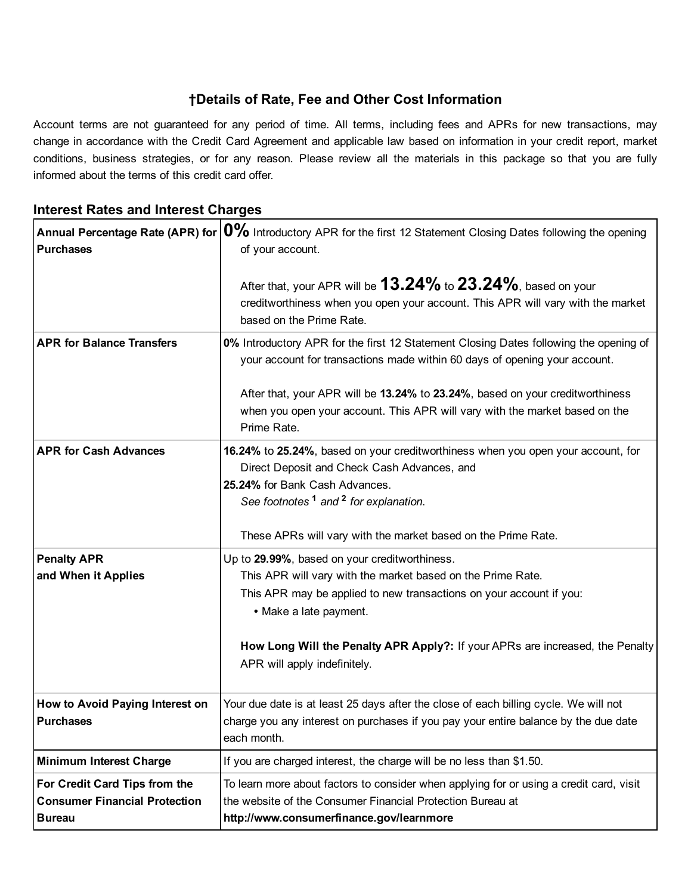## †Details of Rate, Fee and Other Cost Information

Account terms are not guaranteed for any period of time. All terms, including fees and APRs for new transactions, may change in accordance with the Credit Card Agreement and applicable law based on information in your credit report, market conditions, business strategies, or for any reason. Please review all the materials in this package so that you are fully informed about the terms of this credit card offer.

### Interest Rates and Interest Charges

| | |
|---|---|
| **Annual Percentage Rate (APR) for Purchases** | **0%** Introductory APR for the first 12 Statement Closing Dates following the opening of your account.<br><br>After that, your APR will be **13.24%** to **23.24%**, based on your creditworthiness when you open your account. This APR will vary with the market based on the Prime Rate. |
| **APR for Balance Transfers** | **0%** Introductory APR for the first 12 Statement Closing Dates following the opening of your account for transactions made within 60 days of opening your account.<br><br>After that, your APR will be **13.24%** to **23.24%**, based on your creditworthiness when you open your account. This APR will vary with the market based on the Prime Rate. |
| **APR for Cash Advances** | **16.24%** to **25.24%**, based on your creditworthiness when you open your account, for Direct Deposit and Check Cash Advances, and<br>**25.24%** for Bank Cash Advances.<br>*See footnotes* **[1]** *and* **[2]** *for explanation.*<br><br>These APRs will vary with the market based on the Prime Rate. |
| **Penalty APR and When it Applies** | Up to **29.99%**, based on your creditworthiness.<br>This APR will vary with the market based on the Prime Rate.<br>This APR may be applied to new transactions on your account if you:<br>• Make a late payment.<br><br>**How Long Will the Penalty APR Apply?:** If your APRs are increased, the Penalty APR will apply indefinitely. |
| **How to Avoid Paying Interest on Purchases** | Your due date is at least 25 days after the close of each billing cycle. We will not charge you any interest on purchases if you pay your entire balance by the due date each month. |
| **Minimum Interest Charge** | If you are charged interest, the charge will be no less than $1.50. |
| **For Credit Card Tips from the Consumer Financial Protection Bureau** | To learn more about factors to consider when applying for or using a credit card, visit the website of the Consumer Financial Protection Bureau at **http://www.consumerfinance.gov/learnmore** |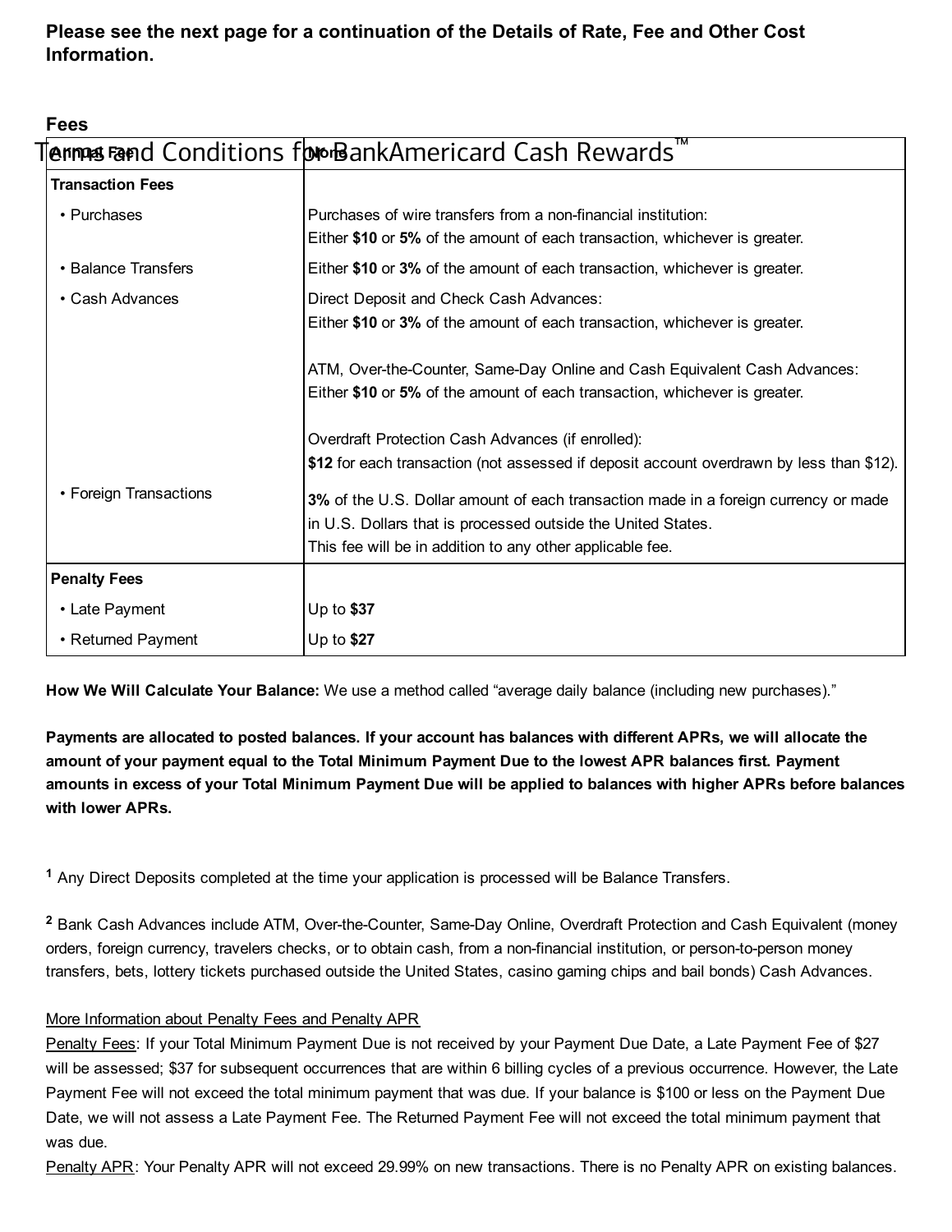**Please see the next page for a continuation of the Details of Rate, Fee and Other Cost Information.**

## Fees

| | |
|---|---|
| **Annual Fee** | None |
| **Transaction Fees** | |
| • Purchases | Purchases of wire transfers from a non-financial institution: Either **$10** or **5%** of the amount of each transaction, whichever is greater. |
| • Balance Transfers | Either **$10** or **3%** of the amount of each transaction, whichever is greater. |
| • Cash Advances | Direct Deposit and Check Cash Advances: Either **$10** or **3%** of the amount of each transaction, whichever is greater.<br><br>ATM, Over-the-Counter, Same-Day Online and Cash Equivalent Cash Advances: Either **$10** or **5%** of the amount of each transaction, whichever is greater.<br><br>Overdraft Protection Cash Advances (if enrolled): **$12** for each transaction (not assessed if deposit account overdrawn by less than $12). |
| • Foreign Transactions | **3%** of the U.S. Dollar amount of each transaction made in a foreign currency or made in U.S. Dollars that is processed outside the United States. This fee will be in addition to any other applicable fee. |
| **Penalty Fees** | |
| • Late Payment | Up to **$37** |
| • Returned Payment | Up to **$27** |

**How We Will Calculate Your Balance:** We use a method called "average daily balance (including new purchases)."

**Payments are allocated to posted balances. If your account has balances with different APRs, we will allocate the amount of your payment equal to the Total Minimum Payment Due to the lowest APR balances first. Payment amounts in excess of your Total Minimum Payment Due will be applied to balances with higher APRs before balances with lower APRs.**

[1] Any Direct Deposits completed at the time your application is processed will be Balance Transfers.

[2] Bank Cash Advances include ATM, Over-the-Counter, Same-Day Online, Overdraft Protection and Cash Equivalent (money orders, foreign currency, travelers checks, or to obtain cash, from a non-financial institution, or person-to-person money transfers, bets, lottery tickets purchased outside the United States, casino gaming chips and bail bonds) Cash Advances.

More Information about Penalty Fees and Penalty APR

Penalty Fees: If your Total Minimum Payment Due is not received by your Payment Due Date, a Late Payment Fee of $27 will be assessed; $37 for subsequent occurrences that are within 6 billing cycles of a previous occurrence. However, the Late Payment Fee will not exceed the total minimum payment that was due. If your balance is $100 or less on the Payment Due Date, we will not assess a Late Payment Fee. The Returned Payment Fee will not exceed the total minimum payment that was due.

Penalty APR: Your Penalty APR will not exceed 29.99% on new transactions. There is no Penalty APR on existing balances.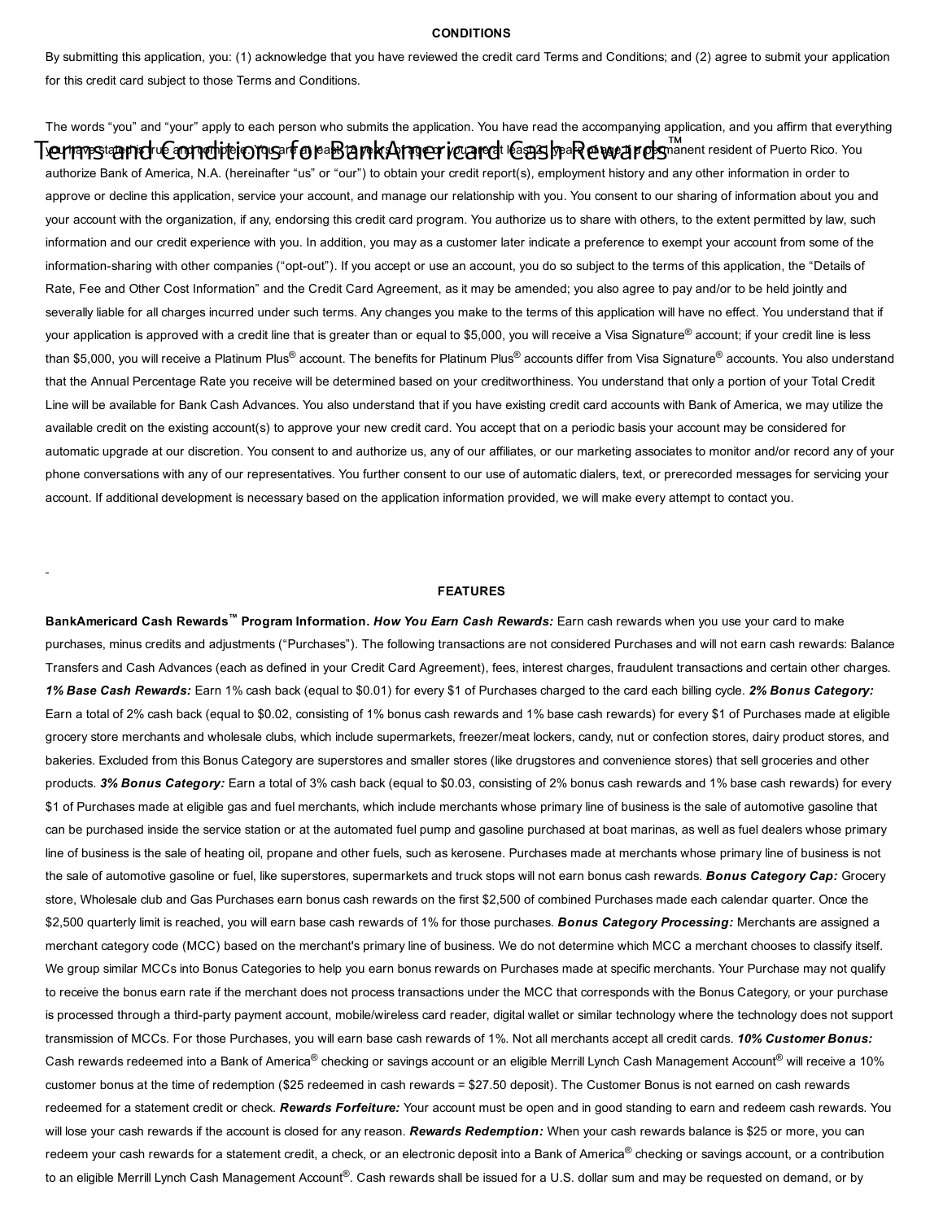**CONDITIONS**

By submitting this application, you: (1) acknowledge that you have reviewed the credit card Terms and Conditions; and (2) agree to submit your application for this credit card subject to those Terms and Conditions.

The words "you" and "your" apply to each person who submits the application. You have read the accompanying application, and you affirm that everything you have stated is true and complete. You are at least 18 years of age or you are at least 21 years of age if a permanent resident of Puerto Rico. You authorize Bank of America, N.A. (hereinafter "us" or "our") to obtain your credit report(s), employment history and any other information in order to approve or decline this application, service your account, and manage our relationship with you. You consent to our sharing of information about you and your account with the organization, if any, endorsing this credit card program. You authorize us to share with others, to the extent permitted by law, such information and our credit experience with you. In addition, you may as a customer later indicate a preference to exempt your account from some of the information-sharing with other companies ("opt-out"). If you accept or use an account, you do so subject to the terms of this application, the "Details of Rate, Fee and Other Cost Information" and the Credit Card Agreement, as it may be amended; you also agree to pay and/or to be held jointly and severally liable for all charges incurred under such terms. Any changes you make to the terms of this application will have no effect. You understand that if your application is approved with a credit line that is greater than or equal to $5,000, you will receive a Visa Signature® account; if your credit line is less than $5,000, you will receive a Platinum Plus® account. The benefits for Platinum Plus® accounts differ from Visa Signature® accounts. You also understand that the Annual Percentage Rate you receive will be determined based on your creditworthiness. You understand that only a portion of your Total Credit Line will be available for Bank Cash Advances. You also understand that if you have existing credit card accounts with Bank of America, we may utilize the available credit on the existing account(s) to approve your new credit card. You accept that on a periodic basis your account may be considered for automatic upgrade at our discretion. You consent to and authorize us, any of our affiliates, or our marketing associates to monitor and/or record any of your phone conversations with any of our representatives. You further consent to our use of automatic dialers, text, or prerecorded messages for servicing your account. If additional development is necessary based on the application information provided, we will make every attempt to contact you.

**FEATURES**

**BankAmericard Cash Rewards™ Program Information.** ***How You Earn Cash Rewards:*** Earn cash rewards when you use your card to make purchases, minus credits and adjustments ("Purchases"). The following transactions are not considered Purchases and will not earn cash rewards: Balance Transfers and Cash Advances (each as defined in your Credit Card Agreement), fees, interest charges, fraudulent transactions and certain other charges. ***1% Base Cash Rewards:*** Earn 1% cash back (equal to $0.01) for every $1 of Purchases charged to the card each billing cycle. ***2% Bonus Category:*** Earn a total of 2% cash back (equal to $0.02, consisting of 1% bonus cash rewards and 1% base cash rewards) for every $1 of Purchases made at eligible grocery store merchants and wholesale clubs, which include supermarkets, freezer/meat lockers, candy, nut or confection stores, dairy product stores, and bakeries. Excluded from this Bonus Category are superstores and smaller stores (like drugstores and convenience stores) that sell groceries and other products. ***3% Bonus Category:*** Earn a total of 3% cash back (equal to $0.03, consisting of 2% bonus cash rewards and 1% base cash rewards) for every $1 of Purchases made at eligible gas and fuel merchants, which include merchants whose primary line of business is the sale of automotive gasoline that can be purchased inside the service station or at the automated fuel pump and gasoline purchased at boat marinas, as well as fuel dealers whose primary line of business is the sale of heating oil, propane and other fuels, such as kerosene. Purchases made at merchants whose primary line of business is not the sale of automotive gasoline or fuel, like superstores, supermarkets and truck stops will not earn bonus cash rewards. ***Bonus Category Cap:*** Grocery store, Wholesale club and Gas Purchases earn bonus cash rewards on the first $2,500 of combined Purchases made each calendar quarter. Once the $2,500 quarterly limit is reached, you will earn base cash rewards of 1% for those purchases. ***Bonus Category Processing:*** Merchants are assigned a merchant category code (MCC) based on the merchant's primary line of business. We do not determine which MCC a merchant chooses to classify itself. We group similar MCCs into Bonus Categories to help you earn bonus rewards on Purchases made at specific merchants. Your Purchase may not qualify to receive the bonus earn rate if the merchant does not process transactions under the MCC that corresponds with the Bonus Category, or your purchase is processed through a third-party payment account, mobile/wireless card reader, digital wallet or similar technology where the technology does not support transmission of MCCs. For those Purchases, you will earn base cash rewards of 1%. Not all merchants accept all credit cards. ***10% Customer Bonus:*** Cash rewards redeemed into a Bank of America® checking or savings account or an eligible Merrill Lynch Cash Management Account® will receive a 10% customer bonus at the time of redemption ($25 redeemed in cash rewards = $27.50 deposit). The Customer Bonus is not earned on cash rewards redeemed for a statement credit or check. ***Rewards Forfeiture:*** Your account must be open and in good standing to earn and redeem cash rewards. You will lose your cash rewards if the account is closed for any reason. ***Rewards Redemption:*** When your cash rewards balance is $25 or more, you can redeem your cash rewards for a statement credit, a check, or an electronic deposit into a Bank of America® checking or savings account, or a contribution to an eligible Merrill Lynch Cash Management Account®. Cash rewards shall be issued for a U.S. dollar sum and may be requested on demand, or by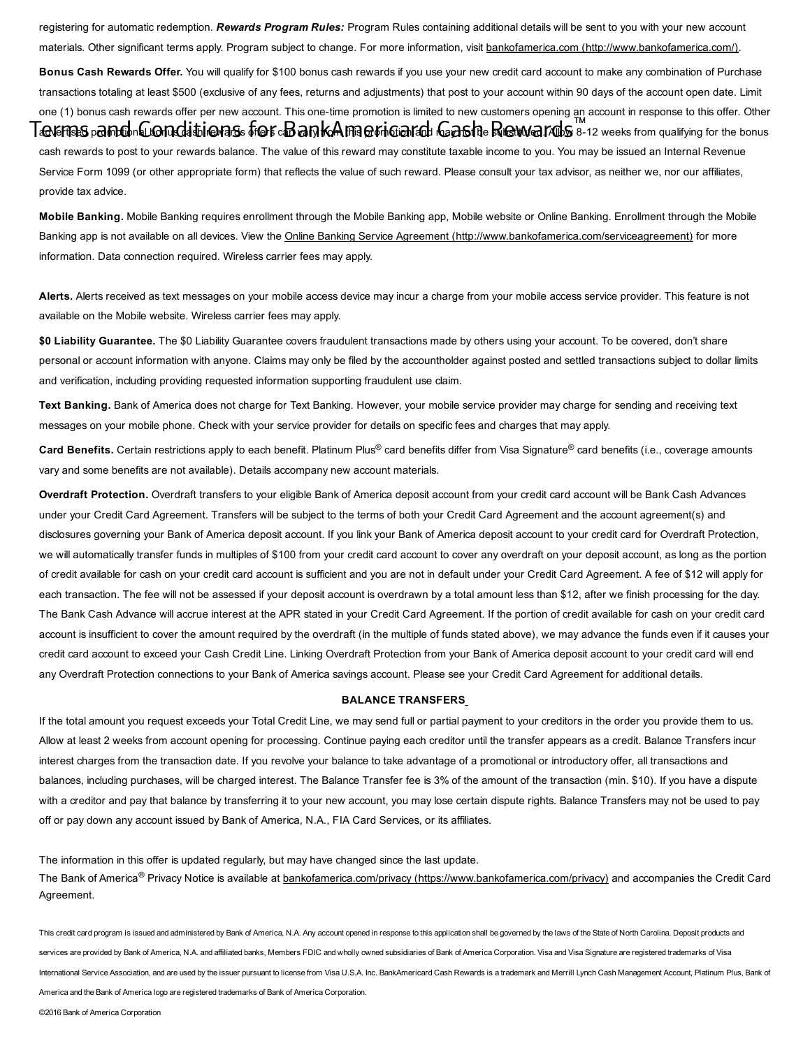registering for automatic redemption. ***Rewards Program Rules:*** Program Rules containing additional details will be sent to you with your new account materials. Other significant terms apply. Program subject to change. For more information, visit bankofamerica.com (http://www.bankofamerica.com/).

**Bonus Cash Rewards Offer.** You will qualify for $100 bonus cash rewards if you use your new credit card account to make any combination of Purchase transactions totaling at least $500 (exclusive of any fees, returns and adjustments) that post to your account within 90 days of the account open date. Limit one (1) bonus cash rewards offer per new account. This one-time promotion is limited to new customers opening an account in response to this offer. Other advertised promotional bonus cash rewards offers can vary from this promotion and may not be substituted. Allow 8-12 weeks from qualifying for the bonus cash rewards to post to your rewards balance. The value of this reward may constitute taxable income to you. You may be issued an Internal Revenue Service Form 1099 (or other appropriate form) that reflects the value of such reward. Please consult your tax advisor, as neither we, nor our affiliates, provide tax advice.

**Mobile Banking.** Mobile Banking requires enrollment through the Mobile Banking app, Mobile website or Online Banking. Enrollment through the Mobile Banking app is not available on all devices. View the Online Banking Service Agreement (http://www.bankofamerica.com/serviceagreement) for more information. Data connection required. Wireless carrier fees may apply.

**Alerts.** Alerts received as text messages on your mobile access device may incur a charge from your mobile access service provider. This feature is not available on the Mobile website. Wireless carrier fees may apply.

**$0 Liability Guarantee.** The $0 Liability Guarantee covers fraudulent transactions made by others using your account. To be covered, don't share personal or account information with anyone. Claims may only be filed by the accountholder against posted and settled transactions subject to dollar limits and verification, including providing requested information supporting fraudulent use claim.

**Text Banking.** Bank of America does not charge for Text Banking. However, your mobile service provider may charge for sending and receiving text messages on your mobile phone. Check with your service provider for details on specific fees and charges that may apply.

**Card Benefits.** Certain restrictions apply to each benefit. Platinum Plus® card benefits differ from Visa Signature® card benefits (i.e., coverage amounts vary and some benefits are not available). Details accompany new account materials.

**Overdraft Protection.** Overdraft transfers to your eligible Bank of America deposit account from your credit card account will be Bank Cash Advances under your Credit Card Agreement. Transfers will be subject to the terms of both your Credit Card Agreement and the account agreement(s) and disclosures governing your Bank of America deposit account. If you link your Bank of America deposit account to your credit card for Overdraft Protection, we will automatically transfer funds in multiples of $100 from your credit card account to cover any overdraft on your deposit account, as long as the portion of credit available for cash on your credit card account is sufficient and you are not in default under your Credit Card Agreement. A fee of $12 will apply for each transaction. The fee will not be assessed if your deposit account is overdrawn by a total amount less than $12, after we finish processing for the day. The Bank Cash Advance will accrue interest at the APR stated in your Credit Card Agreement. If the portion of credit available for cash on your credit card account is insufficient to cover the amount required by the overdraft (in the multiple of funds stated above), we may advance the funds even if it causes your credit card account to exceed your Cash Credit Line. Linking Overdraft Protection from your Bank of America deposit account to your credit card will end any Overdraft Protection connections to your Bank of America savings account. Please see your Credit Card Agreement for additional details.

**BALANCE TRANSFERS**

If the total amount you request exceeds your Total Credit Line, we may send full or partial payment to your creditors in the order you provide them to us. Allow at least 2 weeks from account opening for processing. Continue paying each creditor until the transfer appears as a credit. Balance Transfers incur interest charges from the transaction date. If you revolve your balance to take advantage of a promotional or introductory offer, all transactions and balances, including purchases, will be charged interest. The Balance Transfer fee is 3% of the amount of the transaction (min. $10). If you have a dispute with a creditor and pay that balance by transferring it to your new account, you may lose certain dispute rights. Balance Transfers may not be used to pay off or pay down any account issued by Bank of America, N.A., FIA Card Services, or its affiliates.

The information in this offer is updated regularly, but may have changed since the last update.
The Bank of America® Privacy Notice is available at bankofamerica.com/privacy (https://www.bankofamerica.com/privacy) and accompanies the Credit Card Agreement.

This credit card program is issued and administered by Bank of America, N.A. Any account opened in response to this application shall be governed by the laws of the State of North Carolina. Deposit products and services are provided by Bank of America, N.A. and affiliated banks, Members FDIC and wholly owned subsidiaries of Bank of America Corporation. Visa and Visa Signature are registered trademarks of Visa International Service Association, and are used by the issuer pursuant to license from Visa U.S.A. Inc. BankAmericard Cash Rewards is a trademark and Merrill Lynch Cash Management Account, Platinum Plus, Bank of America and the Bank of America logo are registered trademarks of Bank of America Corporation.

©2016 Bank of America Corporation